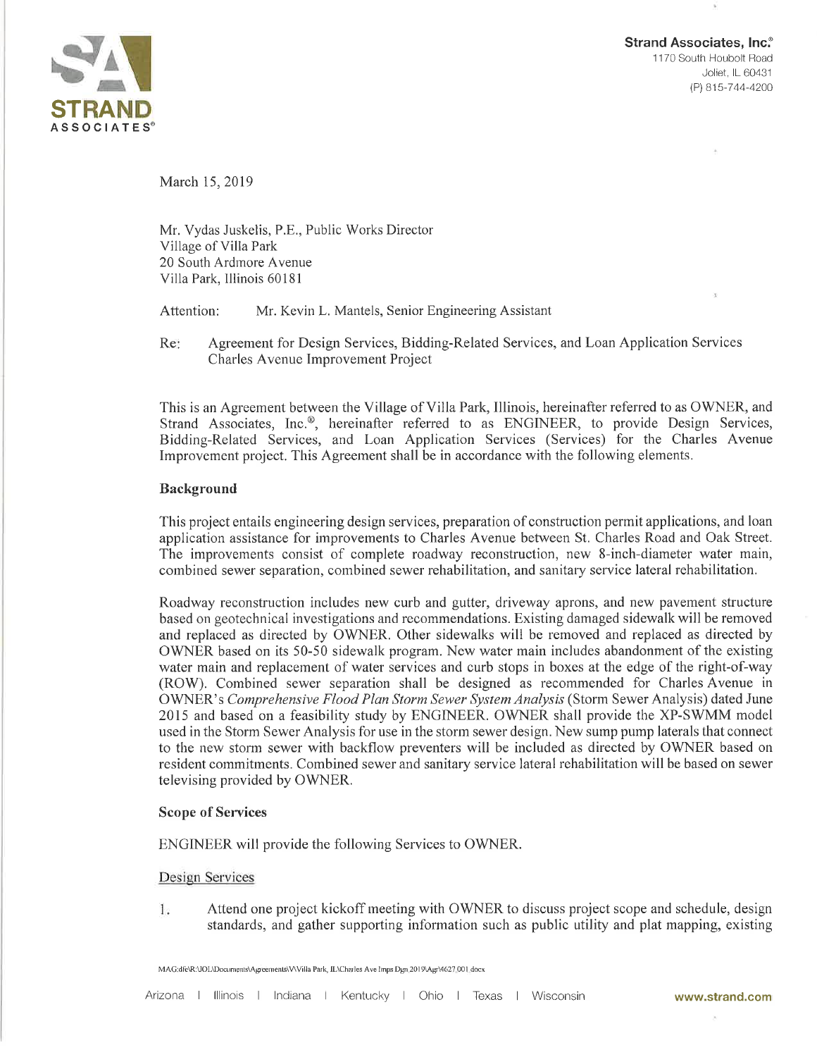**Strand Associates, Inc.®**
1170 South Houbolt Road
Joliet, IL 60431
(P) 815-744-4200

March 15, 2019

Mr. Vydas Juskelis, P.E., Public Works Director
Village of Villa Park
20 South Ardmore Avenue
Villa Park, Illinois 60181

Attention: Mr. Kevin L. Mantels, Senior Engineering Assistant

Re: Agreement for Design Services, Bidding-Related Services, and Loan Application Services
Charles Avenue Improvement Project

This is an Agreement between the Village of Villa Park, Illinois, hereinafter referred to as OWNER, and Strand Associates, Inc.®, hereinafter referred to as ENGINEER, to provide Design Services, Bidding-Related Services, and Loan Application Services (Services) for the Charles Avenue Improvement project. This Agreement shall be in accordance with the following elements.

**Background**

This project entails engineering design services, preparation of construction permit applications, and loan application assistance for improvements to Charles Avenue between St. Charles Road and Oak Street. The improvements consist of complete roadway reconstruction, new 8-inch-diameter water main, combined sewer separation, combined sewer rehabilitation, and sanitary service lateral rehabilitation.

Roadway reconstruction includes new curb and gutter, driveway aprons, and new pavement structure based on geotechnical investigations and recommendations. Existing damaged sidewalk will be removed and replaced as directed by OWNER. Other sidewalks will be removed and replaced as directed by OWNER based on its 50-50 sidewalk program. New water main includes abandonment of the existing water main and replacement of water services and curb stops in boxes at the edge of the right-of-way (ROW). Combined sewer separation shall be designed as recommended for Charles Avenue in OWNER's *Comprehensive Flood Plan Storm Sewer System Analysis* (Storm Sewer Analysis) dated June 2015 and based on a feasibility study by ENGINEER. OWNER shall provide the XP-SWMM model used in the Storm Sewer Analysis for use in the storm sewer design. New sump pump laterals that connect to the new storm sewer with backflow preventers will be included as directed by OWNER based on resident commitments. Combined sewer and sanitary service lateral rehabilitation will be based on sewer televising provided by OWNER.

**Scope of Services**

ENGINEER will provide the following Services to OWNER.

Design Services

1. Attend one project kickoff meeting with OWNER to discuss project scope and schedule, design standards, and gather supporting information such as public utility and plat mapping, existing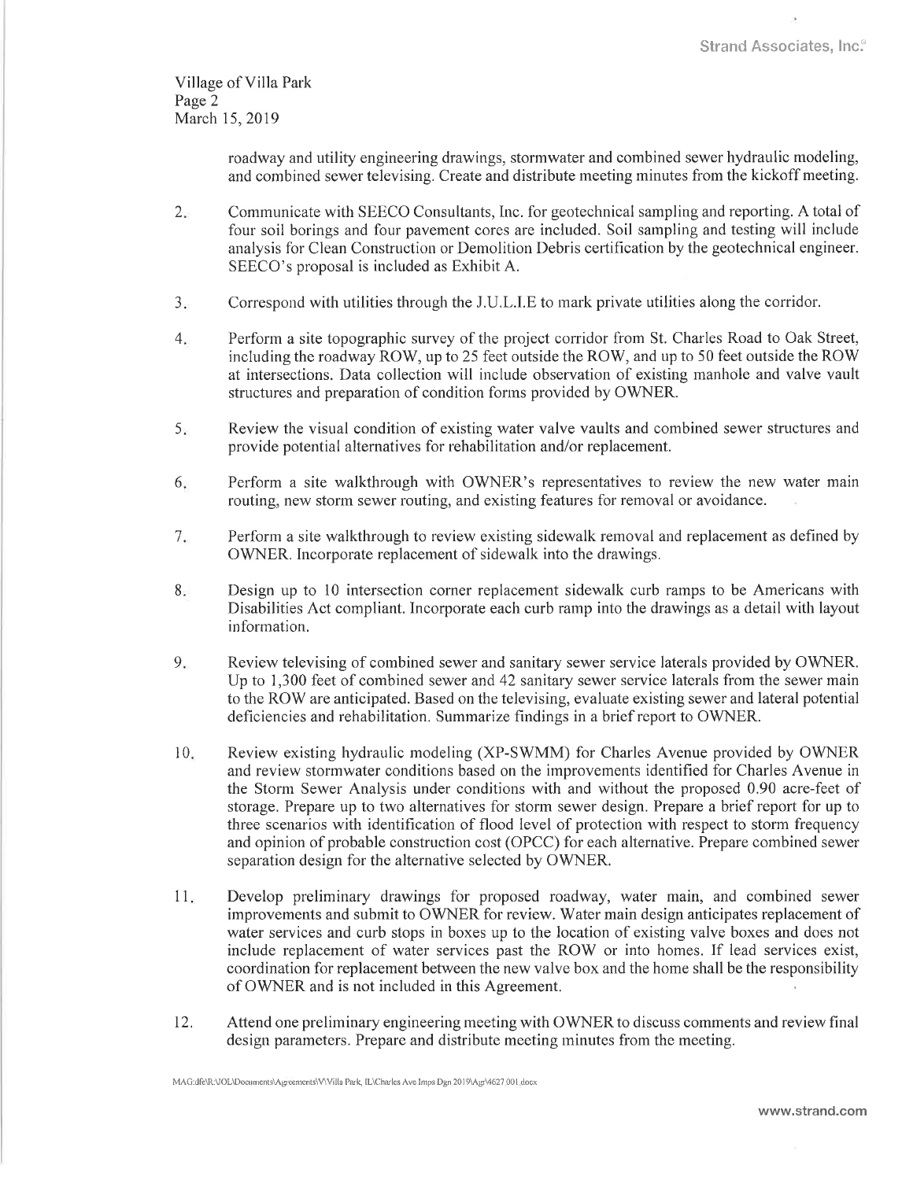roadway and utility engineering drawings, stormwater and combined sewer hydraulic modeling, and combined sewer televising. Create and distribute meeting minutes from the kickoff meeting.

2. Communicate with SEECO Consultants, Inc. for geotechnical sampling and reporting. A total of four soil borings and four pavement cores are included. Soil sampling and testing will include analysis for Clean Construction or Demolition Debris certification by the geotechnical engineer. SEECO's proposal is included as Exhibit A.

3. Correspond with utilities through the J.U.L.I.E to mark private utilities along the corridor.

4. Perform a site topographic survey of the project corridor from St. Charles Road to Oak Street, including the roadway ROW, up to 25 feet outside the ROW, and up to 50 feet outside the ROW at intersections. Data collection will include observation of existing manhole and valve vault structures and preparation of condition forms provided by OWNER.

5. Review the visual condition of existing water valve vaults and combined sewer structures and provide potential alternatives for rehabilitation and/or replacement.

6. Perform a site walkthrough with OWNER's representatives to review the new water main routing, new storm sewer routing, and existing features for removal or avoidance.

7. Perform a site walkthrough to review existing sidewalk removal and replacement as defined by OWNER. Incorporate replacement of sidewalk into the drawings.

8. Design up to 10 intersection corner replacement sidewalk curb ramps to be Americans with Disabilities Act compliant. Incorporate each curb ramp into the drawings as a detail with layout information.

9. Review televising of combined sewer and sanitary sewer service laterals provided by OWNER. Up to 1,300 feet of combined sewer and 42 sanitary sewer service laterals from the sewer main to the ROW are anticipated. Based on the televising, evaluate existing sewer and lateral potential deficiencies and rehabilitation. Summarize findings in a brief report to OWNER.

10. Review existing hydraulic modeling (XP-SWMM) for Charles Avenue provided by OWNER and review stormwater conditions based on the improvements identified for Charles Avenue in the Storm Sewer Analysis under conditions with and without the proposed 0.90 acre-feet of storage. Prepare up to two alternatives for storm sewer design. Prepare a brief report for up to three scenarios with identification of flood level of protection with respect to storm frequency and opinion of probable construction cost (OPCC) for each alternative. Prepare combined sewer separation design for the alternative selected by OWNER.

11. Develop preliminary drawings for proposed roadway, water main, and combined sewer improvements and submit to OWNER for review. Water main design anticipates replacement of water services and curb stops in boxes up to the location of existing valve boxes and does not include replacement of water services past the ROW or into homes. If lead services exist, coordination for replacement between the new valve box and the home shall be the responsibility of OWNER and is not included in this Agreement.

12. Attend one preliminary engineering meeting with OWNER to discuss comments and review final design parameters. Prepare and distribute meeting minutes from the meeting.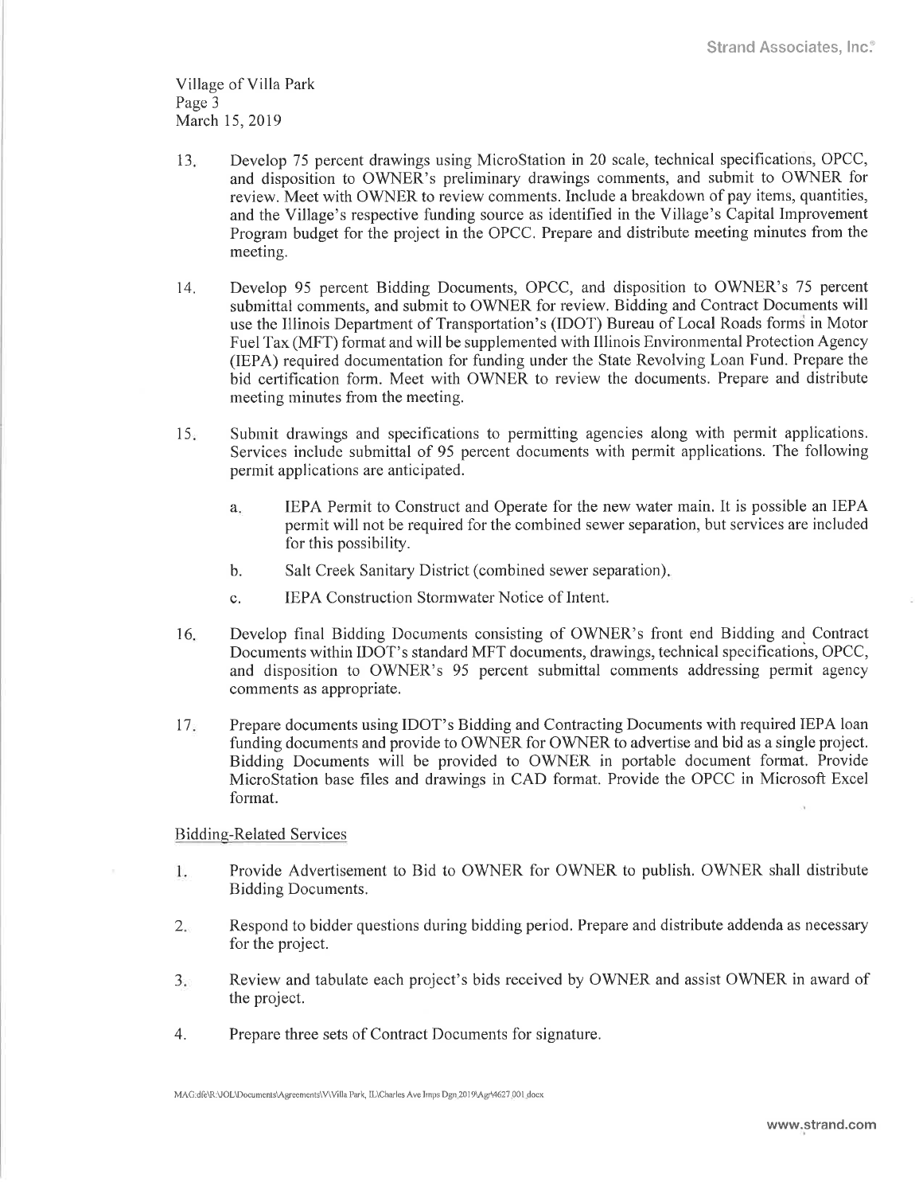Village of Villa Park
Page 3
March 15, 2019

13. Develop 75 percent drawings using MicroStation in 20 scale, technical specifications, OPCC, and disposition to OWNER's preliminary drawings comments, and submit to OWNER for review. Meet with OWNER to review comments. Include a breakdown of pay items, quantities, and the Village's respective funding source as identified in the Village's Capital Improvement Program budget for the project in the OPCC. Prepare and distribute meeting minutes from the meeting.

14. Develop 95 percent Bidding Documents, OPCC, and disposition to OWNER's 75 percent submittal comments, and submit to OWNER for review. Bidding and Contract Documents will use the Illinois Department of Transportation's (IDOT) Bureau of Local Roads forms in Motor Fuel Tax (MFT) format and will be supplemented with Illinois Environmental Protection Agency (IEPA) required documentation for funding under the State Revolving Loan Fund. Prepare the bid certification form. Meet with OWNER to review the documents. Prepare and distribute meeting minutes from the meeting.

15. Submit drawings and specifications to permitting agencies along with permit applications. Services include submittal of 95 percent documents with permit applications. The following permit applications are anticipated.

    a. IEPA Permit to Construct and Operate for the new water main. It is possible an IEPA permit will not be required for the combined sewer separation, but services are included for this possibility.

    b. Salt Creek Sanitary District (combined sewer separation).

    c. IEPA Construction Stormwater Notice of Intent.

16. Develop final Bidding Documents consisting of OWNER's front end Bidding and Contract Documents within IDOT's standard MFT documents, drawings, technical specifications, OPCC, and disposition to OWNER's 95 percent submittal comments addressing permit agency comments as appropriate.

17. Prepare documents using IDOT's Bidding and Contracting Documents with required IEPA loan funding documents and provide to OWNER for OWNER to advertise and bid as a single project. Bidding Documents will be provided to OWNER in portable document format. Provide MicroStation base files and drawings in CAD format. Provide the OPCC in Microsoft Excel format.

Bidding-Related Services

1. Provide Advertisement to Bid to OWNER for OWNER to publish. OWNER shall distribute Bidding Documents.

2. Respond to bidder questions during bidding period. Prepare and distribute addenda as necessary for the project.

3. Review and tabulate each project's bids received by OWNER and assist OWNER in award of the project.

4. Prepare three sets of Contract Documents for signature.

MAG:dfe\R:\JOL\Documents\Agreements\V\Villa Park, IL\Charles Ave Imps Dgn.2019\Agr\4627.001.docx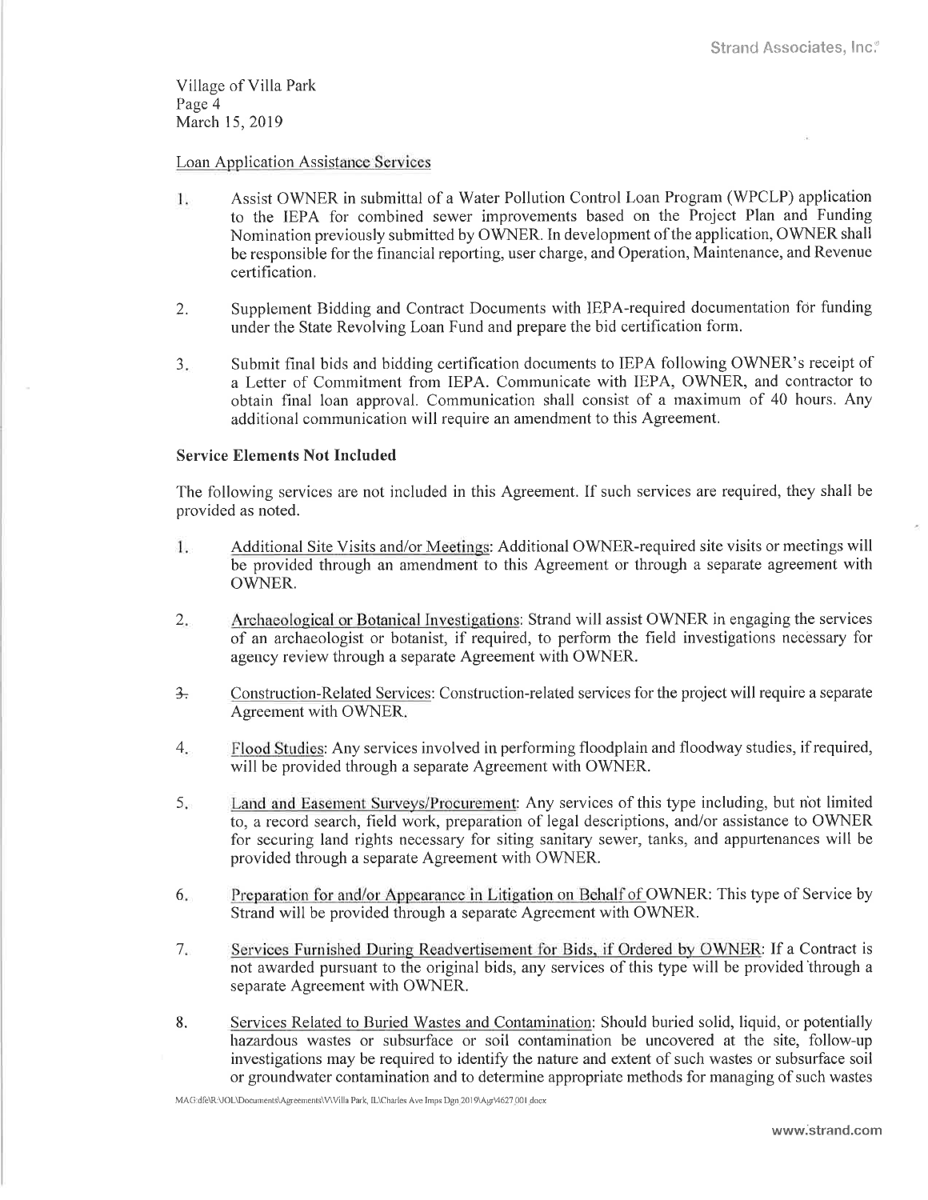Village of Villa Park
Page 4
March 15, 2019

Loan Application Assistance Services

1. Assist OWNER in submittal of a Water Pollution Control Loan Program (WPCLP) application to the IEPA for combined sewer improvements based on the Project Plan and Funding Nomination previously submitted by OWNER. In development of the application, OWNER shall be responsible for the financial reporting, user charge, and Operation, Maintenance, and Revenue certification.

2. Supplement Bidding and Contract Documents with IEPA-required documentation for funding under the State Revolving Loan Fund and prepare the bid certification form.

3. Submit final bids and bidding certification documents to IEPA following OWNER's receipt of a Letter of Commitment from IEPA. Communicate with IEPA, OWNER, and contractor to obtain final loan approval. Communication shall consist of a maximum of 40 hours. Any additional communication will require an amendment to this Agreement.

**Service Elements Not Included**

The following services are not included in this Agreement. If such services are required, they shall be provided as noted.

1. Additional Site Visits and/or Meetings: Additional OWNER-required site visits or meetings will be provided through an amendment to this Agreement or through a separate agreement with OWNER.

2. Archaeological or Botanical Investigations: Strand will assist OWNER in engaging the services of an archaeologist or botanist, if required, to perform the field investigations necessary for agency review through a separate Agreement with OWNER.

3. Construction-Related Services: Construction-related services for the project will require a separate Agreement with OWNER.

4. Flood Studies: Any services involved in performing floodplain and floodway studies, if required, will be provided through a separate Agreement with OWNER.

5. Land and Easement Surveys/Procurement: Any services of this type including, but not limited to, a record search, field work, preparation of legal descriptions, and/or assistance to OWNER for securing land rights necessary for siting sanitary sewer, tanks, and appurtenances will be provided through a separate Agreement with OWNER.

6. Preparation for and/or Appearance in Litigation on Behalf of OWNER: This type of Service by Strand will be provided through a separate Agreement with OWNER.

7. Services Furnished During Readvertisement for Bids, if Ordered by OWNER: If a Contract is not awarded pursuant to the original bids, any services of this type will be provided through a separate Agreement with OWNER.

8. Services Related to Buried Wastes and Contamination: Should buried solid, liquid, or potentially hazardous wastes or subsurface or soil contamination be uncovered at the site, follow-up investigations may be required to identify the nature and extent of such wastes or subsurface soil or groundwater contamination and to determine appropriate methods for managing of such wastes

MAG:dfe\R:\JOL\Documents\Agreements\V\Villa Park, IL\Charles Ave Imps Dgn 2019\Agr\4627.001.docx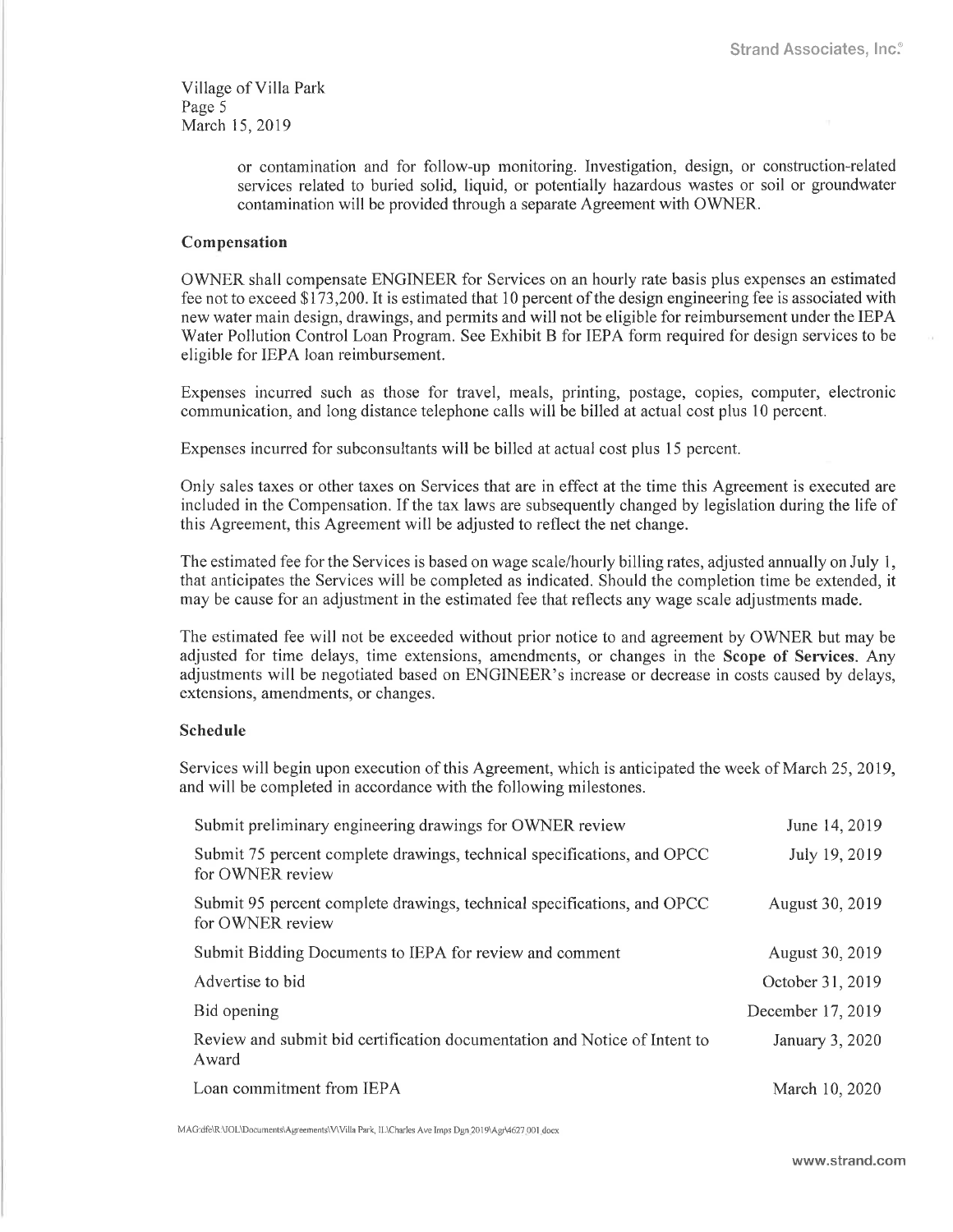or contamination and for follow-up monitoring. Investigation, design, or construction-related services related to buried solid, liquid, or potentially hazardous wastes or soil or groundwater contamination will be provided through a separate Agreement with OWNER.

### Compensation

OWNER shall compensate ENGINEER for Services on an hourly rate basis plus expenses an estimated fee not to exceed $173,200. It is estimated that 10 percent of the design engineering fee is associated with new water main design, drawings, and permits and will not be eligible for reimbursement under the IEPA Water Pollution Control Loan Program. See Exhibit B for IEPA form required for design services to be eligible for IEPA loan reimbursement.

Expenses incurred such as those for travel, meals, printing, postage, copies, computer, electronic communication, and long distance telephone calls will be billed at actual cost plus 10 percent.

Expenses incurred for subconsultants will be billed at actual cost plus 15 percent.

Only sales taxes or other taxes on Services that are in effect at the time this Agreement is executed are included in the Compensation. If the tax laws are subsequently changed by legislation during the life of this Agreement, this Agreement will be adjusted to reflect the net change.

The estimated fee for the Services is based on wage scale/hourly billing rates, adjusted annually on July 1, that anticipates the Services will be completed as indicated. Should the completion time be extended, it may be cause for an adjustment in the estimated fee that reflects any wage scale adjustments made.

The estimated fee will not be exceeded without prior notice to and agreement by OWNER but may be adjusted for time delays, time extensions, amendments, or changes in the **Scope of Services**. Any adjustments will be negotiated based on ENGINEER's increase or decrease in costs caused by delays, extensions, amendments, or changes.

### Schedule

Services will begin upon execution of this Agreement, which is anticipated the week of March 25, 2019, and will be completed in accordance with the following milestones.

| Milestone | Date |
| --- | --- |
| Submit preliminary engineering drawings for OWNER review | June 14, 2019 |
| Submit 75 percent complete drawings, technical specifications, and OPCC for OWNER review | July 19, 2019 |
| Submit 95 percent complete drawings, technical specifications, and OPCC for OWNER review | August 30, 2019 |
| Submit Bidding Documents to IEPA for review and comment | August 30, 2019 |
| Advertise to bid | October 31, 2019 |
| Bid opening | December 17, 2019 |
| Review and submit bid certification documentation and Notice of Intent to Award | January 3, 2020 |
| Loan commitment from IEPA | March 10, 2020 |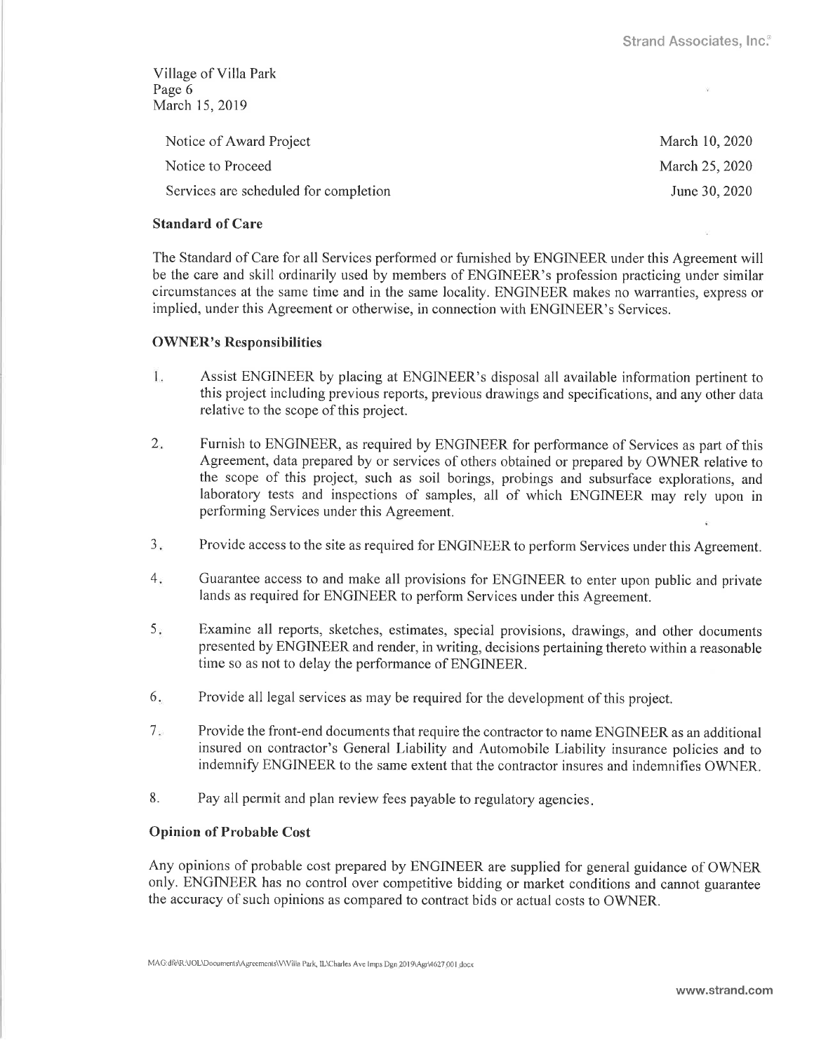| | |
|---|---|
| Notice of Award Project | March 10, 2020 |
| Notice to Proceed | March 25, 2020 |
| Services are scheduled for completion | June 30, 2020 |

**Standard of Care**

The Standard of Care for all Services performed or furnished by ENGINEER under this Agreement will be the care and skill ordinarily used by members of ENGINEER's profession practicing under similar circumstances at the same time and in the same locality. ENGINEER makes no warranties, express or implied, under this Agreement or otherwise, in connection with ENGINEER's Services.

**OWNER's Responsibilities**

1. Assist ENGINEER by placing at ENGINEER's disposal all available information pertinent to this project including previous reports, previous drawings and specifications, and any other data relative to the scope of this project.

2. Furnish to ENGINEER, as required by ENGINEER for performance of Services as part of this Agreement, data prepared by or services of others obtained or prepared by OWNER relative to the scope of this project, such as soil borings, probings and subsurface explorations, and laboratory tests and inspections of samples, all of which ENGINEER may rely upon in performing Services under this Agreement.

3. Provide access to the site as required for ENGINEER to perform Services under this Agreement.

4. Guarantee access to and make all provisions for ENGINEER to enter upon public and private lands as required for ENGINEER to perform Services under this Agreement.

5. Examine all reports, sketches, estimates, special provisions, drawings, and other documents presented by ENGINEER and render, in writing, decisions pertaining thereto within a reasonable time so as not to delay the performance of ENGINEER.

6. Provide all legal services as may be required for the development of this project.

7. Provide the front-end documents that require the contractor to name ENGINEER as an additional insured on contractor's General Liability and Automobile Liability insurance policies and to indemnify ENGINEER to the same extent that the contractor insures and indemnifies OWNER.

8. Pay all permit and plan review fees payable to regulatory agencies.

**Opinion of Probable Cost**

Any opinions of probable cost prepared by ENGINEER are supplied for general guidance of OWNER only. ENGINEER has no control over competitive bidding or market conditions and cannot guarantee the accuracy of such opinions as compared to contract bids or actual costs to OWNER.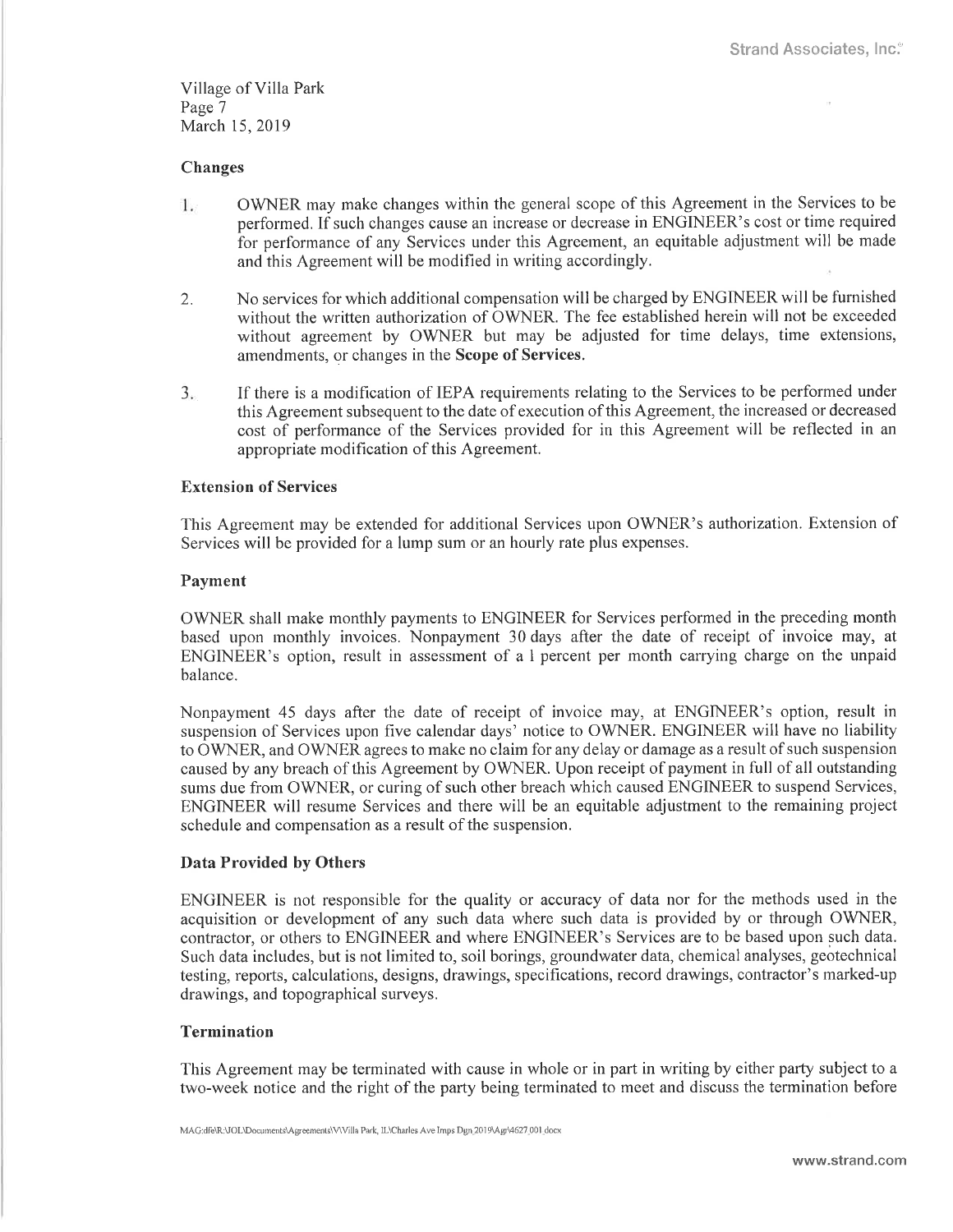Village of Villa Park
Page 7
March 15, 2019

### Changes

1. OWNER may make changes within the general scope of this Agreement in the Services to be performed. If such changes cause an increase or decrease in ENGINEER's cost or time required for performance of any Services under this Agreement, an equitable adjustment will be made and this Agreement will be modified in writing accordingly.

2. No services for which additional compensation will be charged by ENGINEER will be furnished without the written authorization of OWNER. The fee established herein will not be exceeded without agreement by OWNER but may be adjusted for time delays, time extensions, amendments, or changes in the **Scope of Services**.

3. If there is a modification of IEPA requirements relating to the Services to be performed under this Agreement subsequent to the date of execution of this Agreement, the increased or decreased cost of performance of the Services provided for in this Agreement will be reflected in an appropriate modification of this Agreement.

### Extension of Services

This Agreement may be extended for additional Services upon OWNER's authorization. Extension of Services will be provided for a lump sum or an hourly rate plus expenses.

### Payment

OWNER shall make monthly payments to ENGINEER for Services performed in the preceding month based upon monthly invoices. Nonpayment 30 days after the date of receipt of invoice may, at ENGINEER's option, result in assessment of a 1 percent per month carrying charge on the unpaid balance.

Nonpayment 45 days after the date of receipt of invoice may, at ENGINEER's option, result in suspension of Services upon five calendar days' notice to OWNER. ENGINEER will have no liability to OWNER, and OWNER agrees to make no claim for any delay or damage as a result of such suspension caused by any breach of this Agreement by OWNER. Upon receipt of payment in full of all outstanding sums due from OWNER, or curing of such other breach which caused ENGINEER to suspend Services, ENGINEER will resume Services and there will be an equitable adjustment to the remaining project schedule and compensation as a result of the suspension.

### Data Provided by Others

ENGINEER is not responsible for the quality or accuracy of data nor for the methods used in the acquisition or development of any such data where such data is provided by or through OWNER, contractor, or others to ENGINEER and where ENGINEER's Services are to be based upon such data. Such data includes, but is not limited to, soil borings, groundwater data, chemical analyses, geotechnical testing, reports, calculations, designs, drawings, specifications, record drawings, contractor's marked-up drawings, and topographical surveys.

### Termination

This Agreement may be terminated with cause in whole or in part in writing by either party subject to a two-week notice and the right of the party being terminated to meet and discuss the termination before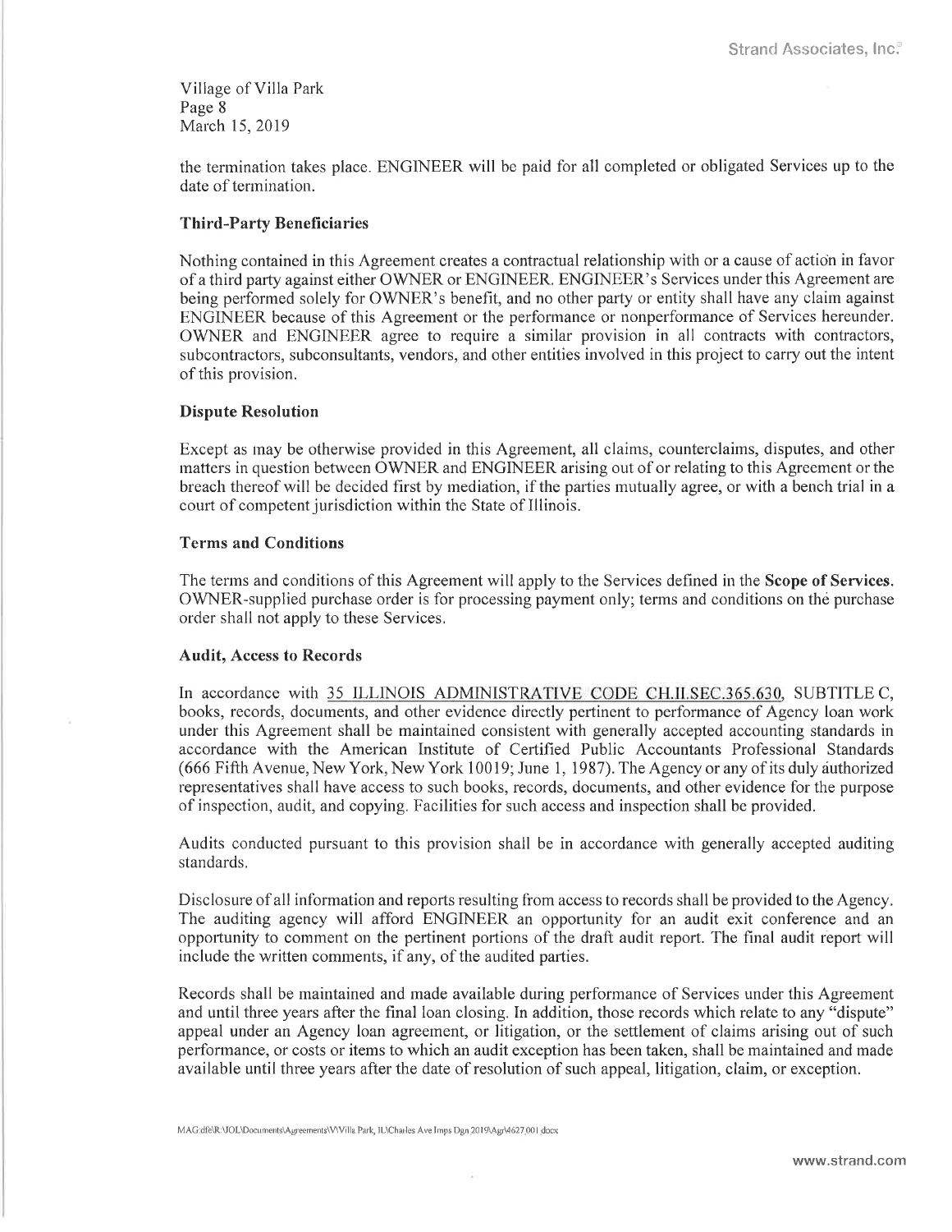the termination takes place. ENGINEER will be paid for all completed or obligated Services up to the date of termination.

**Third-Party Beneficiaries**

Nothing contained in this Agreement creates a contractual relationship with or a cause of action in favor of a third party against either OWNER or ENGINEER. ENGINEER's Services under this Agreement are being performed solely for OWNER's benefit, and no other party or entity shall have any claim against ENGINEER because of this Agreement or the performance or nonperformance of Services hereunder. OWNER and ENGINEER agree to require a similar provision in all contracts with contractors, subcontractors, subconsultants, vendors, and other entities involved in this project to carry out the intent of this provision.

**Dispute Resolution**

Except as may be otherwise provided in this Agreement, all claims, counterclaims, disputes, and other matters in question between OWNER and ENGINEER arising out of or relating to this Agreement or the breach thereof will be decided first by mediation, if the parties mutually agree, or with a bench trial in a court of competent jurisdiction within the State of Illinois.

**Terms and Conditions**

The terms and conditions of this Agreement will apply to the Services defined in the **Scope of Services**. OWNER-supplied purchase order is for processing payment only; terms and conditions on the purchase order shall not apply to these Services.

**Audit, Access to Records**

In accordance with 35 ILLINOIS ADMINISTRATIVE CODE CH.II.SEC.365.630, SUBTITLE C, books, records, documents, and other evidence directly pertinent to performance of Agency loan work under this Agreement shall be maintained consistent with generally accepted accounting standards in accordance with the American Institute of Certified Public Accountants Professional Standards (666 Fifth Avenue, New York, New York 10019; June 1, 1987). The Agency or any of its duly authorized representatives shall have access to such books, records, documents, and other evidence for the purpose of inspection, audit, and copying. Facilities for such access and inspection shall be provided.

Audits conducted pursuant to this provision shall be in accordance with generally accepted auditing standards.

Disclosure of all information and reports resulting from access to records shall be provided to the Agency. The auditing agency will afford ENGINEER an opportunity for an audit exit conference and an opportunity to comment on the pertinent portions of the draft audit report. The final audit report will include the written comments, if any, of the audited parties.

Records shall be maintained and made available during performance of Services under this Agreement and until three years after the final loan closing. In addition, those records which relate to any "dispute" appeal under an Agency loan agreement, or litigation, or the settlement of claims arising out of such performance, or costs or items to which an audit exception has been taken, shall be maintained and made available until three years after the date of resolution of such appeal, litigation, claim, or exception.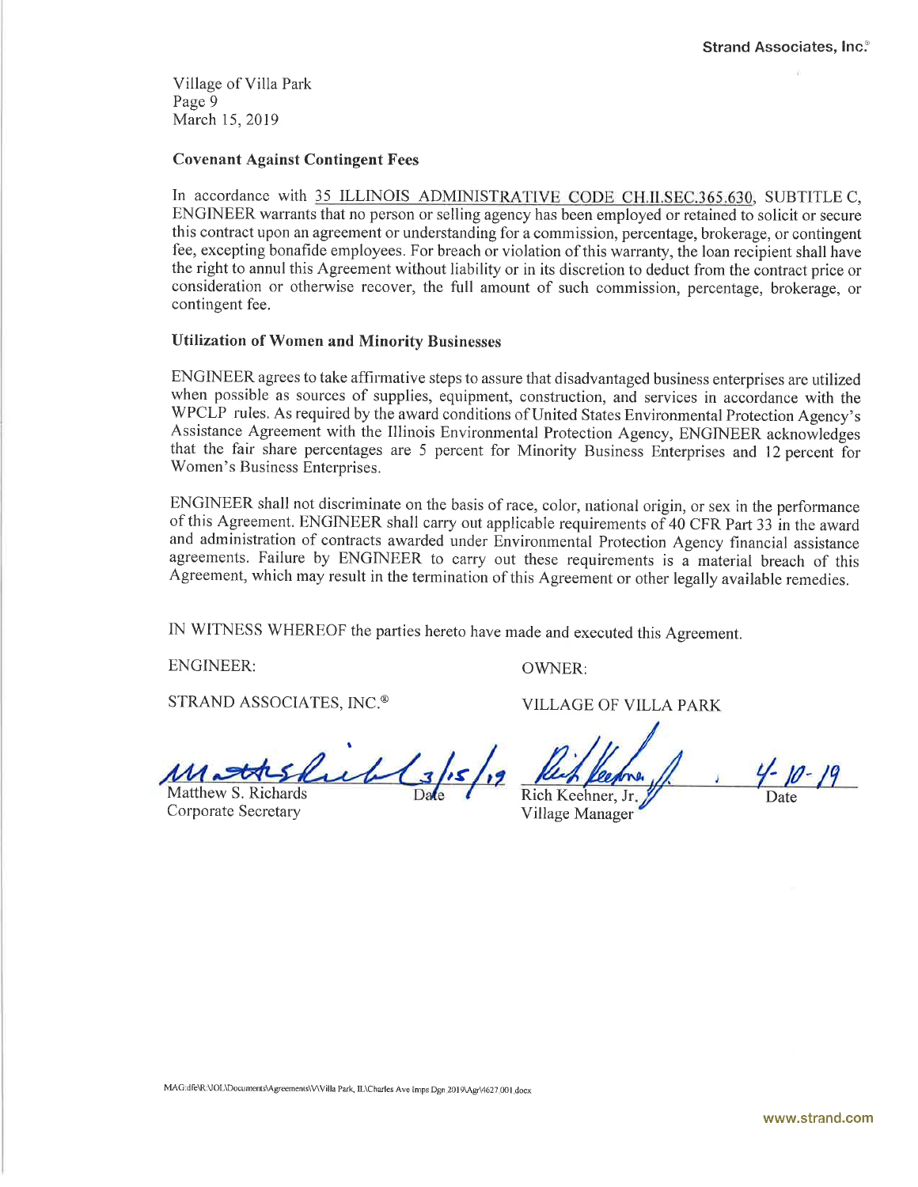Village of Villa Park
March 15, 2019

**Covenant Against Contingent Fees**

In accordance with 35 ILLINOIS ADMINISTRATIVE CODE CH.II.SEC.365.630, SUBTITLE C, ENGINEER warrants that no person or selling agency has been employed or retained to solicit or secure this contract upon an agreement or understanding for a commission, percentage, brokerage, or contingent fee, excepting bonafide employees. For breach or violation of this warranty, the loan recipient shall have the right to annul this Agreement without liability or in its discretion to deduct from the contract price or consideration or otherwise recover, the full amount of such commission, percentage, brokerage, or contingent fee.

**Utilization of Women and Minority Businesses**

ENGINEER agrees to take affirmative steps to assure that disadvantaged business enterprises are utilized when possible as sources of supplies, equipment, construction, and services in accordance with the WPCLP rules. As required by the award conditions of United States Environmental Protection Agency's Assistance Agreement with the Illinois Environmental Protection Agency, ENGINEER acknowledges that the fair share percentages are 5 percent for Minority Business Enterprises and 12 percent for Women's Business Enterprises.

ENGINEER shall not discriminate on the basis of race, color, national origin, or sex in the performance of this Agreement. ENGINEER shall carry out applicable requirements of 40 CFR Part 33 in the award and administration of contracts awarded under Environmental Protection Agency financial assistance agreements. Failure by ENGINEER to carry out these requirements is a material breach of this Agreement, which may result in the termination of this Agreement or other legally available remedies.

IN WITNESS WHEREOF the parties hereto have made and executed this Agreement.

| ENGINEER: | OWNER: |
|---|---|
| STRAND ASSOCIATES, INC.® | VILLAGE OF VILLA PARK |
| Matthew S. Richards — Date: 3/15/19 | Rich Keehner, Jr. — Date: 4-10-19 |
| Corporate Secretary | Village Manager |

MAG:dfe\R:\JOL\Documents\Agreements\V\Villa Park, IL\Charles Ave Imps Dgn 2019\Agr\4627.001.docx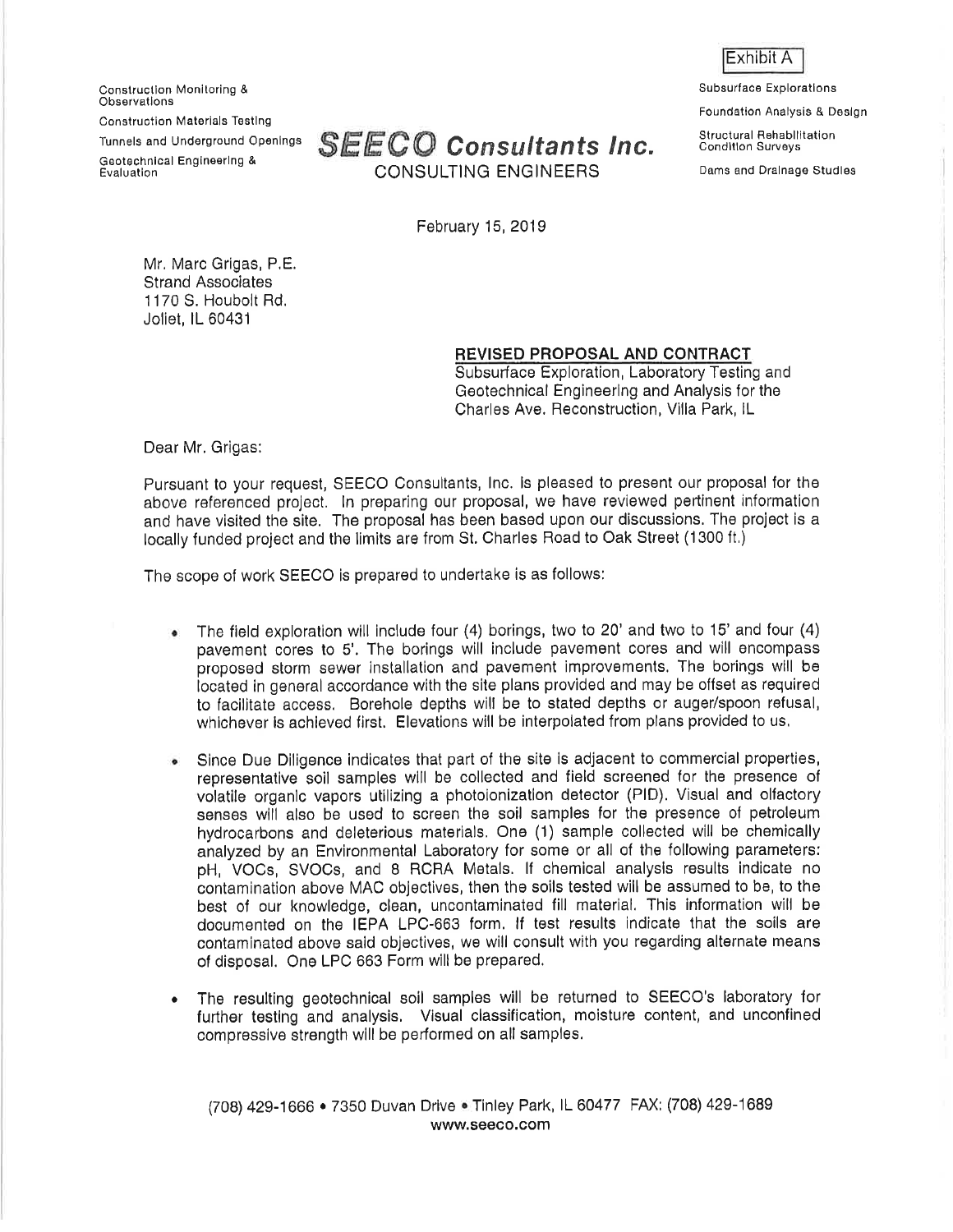Exhibit A

Construction Monitoring & Observations

Construction Materials Testing

Tunnels and Underground Openings

Geotechnical Engineering & Evaluation

# SEECO Consultants Inc.

CONSULTING ENGINEERS

Subsurface Explorations

Foundation Analysis & Design

Structural Rehabilitation Condition Surveys

Dams and Drainage Studies

February 15, 2019

Mr. Marc Grigas, P.E.
Strand Associates
1170 S. Houbolt Rd.
Joliet, IL 60431

**REVISED PROPOSAL AND CONTRACT**
Subsurface Exploration, Laboratory Testing and Geotechnical Engineering and Analysis for the Charles Ave. Reconstruction, Villa Park, IL

Dear Mr. Grigas:

Pursuant to your request, SEECO Consultants, Inc. is pleased to present our proposal for the above referenced project. In preparing our proposal, we have reviewed pertinent information and have visited the site. The proposal has been based upon our discussions. The project is a locally funded project and the limits are from St. Charles Road to Oak Street (1300 ft.)

The scope of work SEECO is prepared to undertake is as follows:

- The field exploration will include four (4) borings, two to 20' and two to 15' and four (4) pavement cores to 5'. The borings will include pavement cores and will encompass proposed storm sewer installation and pavement improvements. The borings will be located in general accordance with the site plans provided and may be offset as required to facilitate access. Borehole depths will be to stated depths or auger/spoon refusal, whichever is achieved first. Elevations will be interpolated from plans provided to us.

- Since Due Diligence indicates that part of the site is adjacent to commercial properties, representative soil samples will be collected and field screened for the presence of volatile organic vapors utilizing a photoionization detector (PID). Visual and olfactory senses will also be used to screen the soil samples for the presence of petroleum hydrocarbons and deleterious materials. One (1) sample collected will be chemically analyzed by an Environmental Laboratory for some or all of the following parameters: pH, VOCs, SVOCs, and 8 RCRA Metals. If chemical analysis results indicate no contamination above MAC objectives, then the soils tested will be assumed to be, to the best of our knowledge, clean, uncontaminated fill material. This information will be documented on the IEPA LPC-663 form. If test results indicate that the soils are contaminated above said objectives, we will consult with you regarding alternate means of disposal. One LPC 663 Form will be prepared.

- The resulting geotechnical soil samples will be returned to SEECO's laboratory for further testing and analysis. Visual classification, moisture content, and unconfined compressive strength will be performed on all samples.

(708) 429-1666 • 7350 Duvan Drive • Tinley Park, IL 60477 FAX: (708) 429-1689
www.seeco.com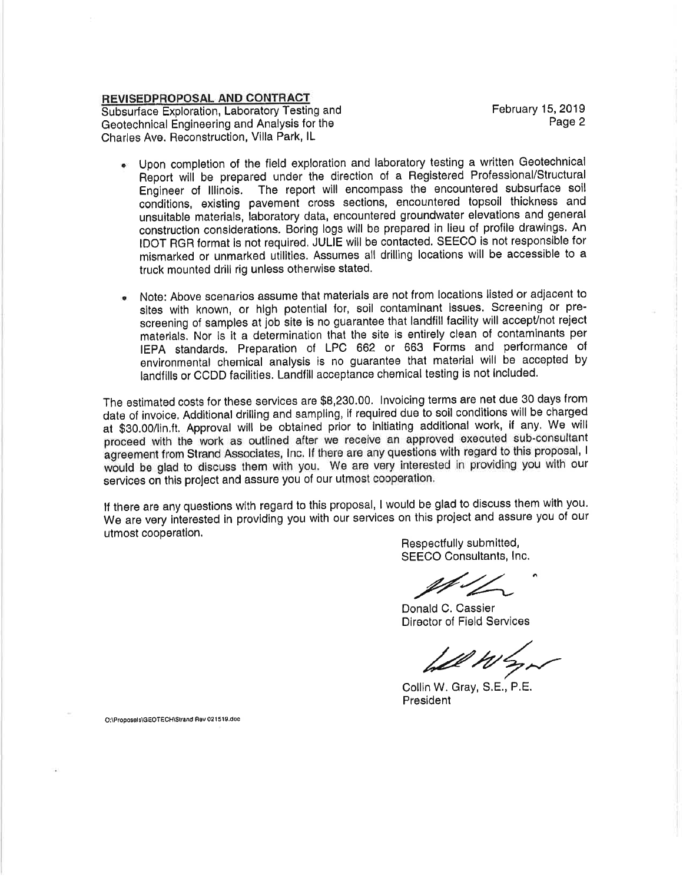Upon completion of the field exploration and laboratory testing a written Geotechnical Report will be prepared under the direction of a Registered Professional/Structural Engineer of Illinois. The report will encompass the encountered subsurface soil conditions, existing pavement cross sections, encountered topsoil thickness and unsuitable materials, laboratory data, encountered groundwater elevations and general construction considerations. Boring logs will be prepared in lieu of profile drawings. An IDOT RGR format is not required. JULIE will be contacted. SEECO is not responsible for mismarked or unmarked utilities. Assumes all drilling locations will be accessible to a truck mounted drill rig unless otherwise stated.

- Note: Above scenarios assume that materials are not from locations listed or adjacent to sites with known, or high potential for, soil contaminant issues. Screening or pre-screening of samples at job site is no guarantee that landfill facility will accept/not reject materials. Nor is it a determination that the site is entirely clean of contaminants per IEPA standards. Preparation of LPC 662 or 663 Forms and performance of environmental chemical analysis is no guarantee that material will be accepted by landfills or CCDD facilities. Landfill acceptance chemical testing is not included.

The estimated costs for these services are $8,230.00. Invoicing terms are net due 30 days from date of invoice. Additional drilling and sampling, if required due to soil conditions will be charged at $30.00/lin.ft. Approval will be obtained prior to initiating additional work, if any. We will proceed with the work as outlined after we receive an approved executed sub-consultant agreement from Strand Associates, Inc. If there are any questions with regard to this proposal, I would be glad to discuss them with you. We are very interested in providing you with our services on this project and assure you of our utmost cooperation.

If there are any questions with regard to this proposal, I would be glad to discuss them with you. We are very interested in providing you with our services on this project and assure you of our utmost cooperation.

Respectfully submitted,
SEECO Consultants, Inc.

Donald C. Cassier
Director of Field Services

Collin W. Gray, S.E., P.E.
President

O:\Proposals\GEOTECH\Strand Rev 021519.doc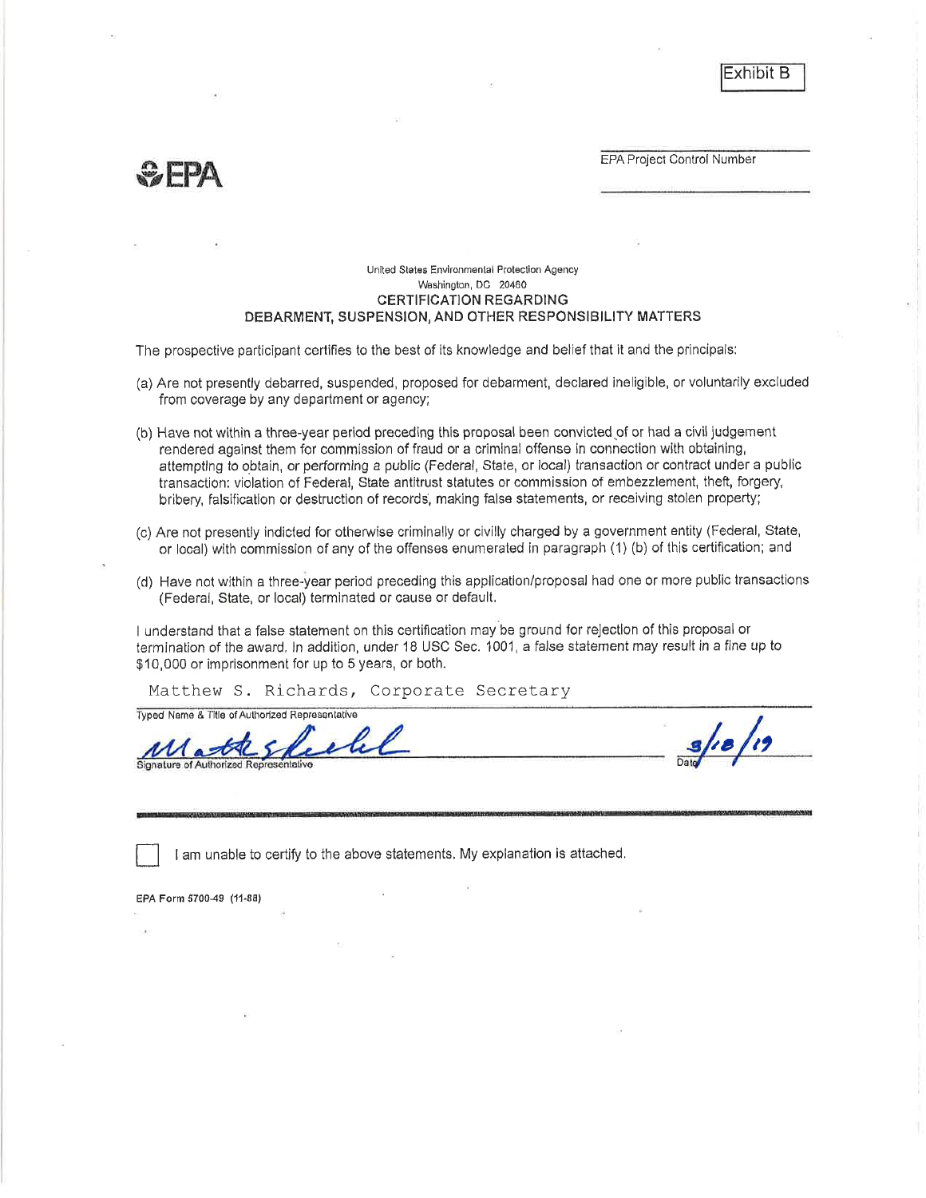Exhibit B

EPA

EPA Project Control Number

United States Environmental Protection Agency
Washington, DC 20460

## CERTIFICATION REGARDING DEBARMENT, SUSPENSION, AND OTHER RESPONSIBILITY MATTERS

The prospective participant certifies to the best of its knowledge and belief that it and the principals:

(a) Are not presently debarred, suspended, proposed for debarment, declared ineligible, or voluntarily excluded from coverage by any department or agency;

(b) Have not within a three-year period preceding this proposal been convicted of or had a civil judgement rendered against them for commission of fraud or a criminal offense in connection with obtaining, attempting to obtain, or performing a public (Federal, State, or local) transaction or contract under a public transaction: violation of Federal, State antitrust statutes or commission of embezzlement, theft, forgery, bribery, falsification or destruction of records, making false statements, or receiving stolen property;

(c) Are not presently indicted for otherwise criminally or civilly charged by a government entity (Federal, State, or local) with commission of any of the offenses enumerated in paragraph (1) (b) of this certification; and

(d) Have not within a three-year period preceding this application/proposal had one or more public transactions (Federal, State, or local) terminated or cause or default.

I understand that a false statement on this certification may be ground for rejection of this proposal or termination of the award. In addition, under 18 USC Sec. 1001, a false statement may result in a fine up to $10,000 or imprisonment for up to 5 years, or both.

Matthew S. Richards, Corporate Secretary

Typed Name & Title of Authorized Representative

[Signature]

Signature of Authorized Representative

3/18/19

Date

☐ I am unable to certify to the above statements. My explanation is attached.

EPA Form 5700-49 (11-88)